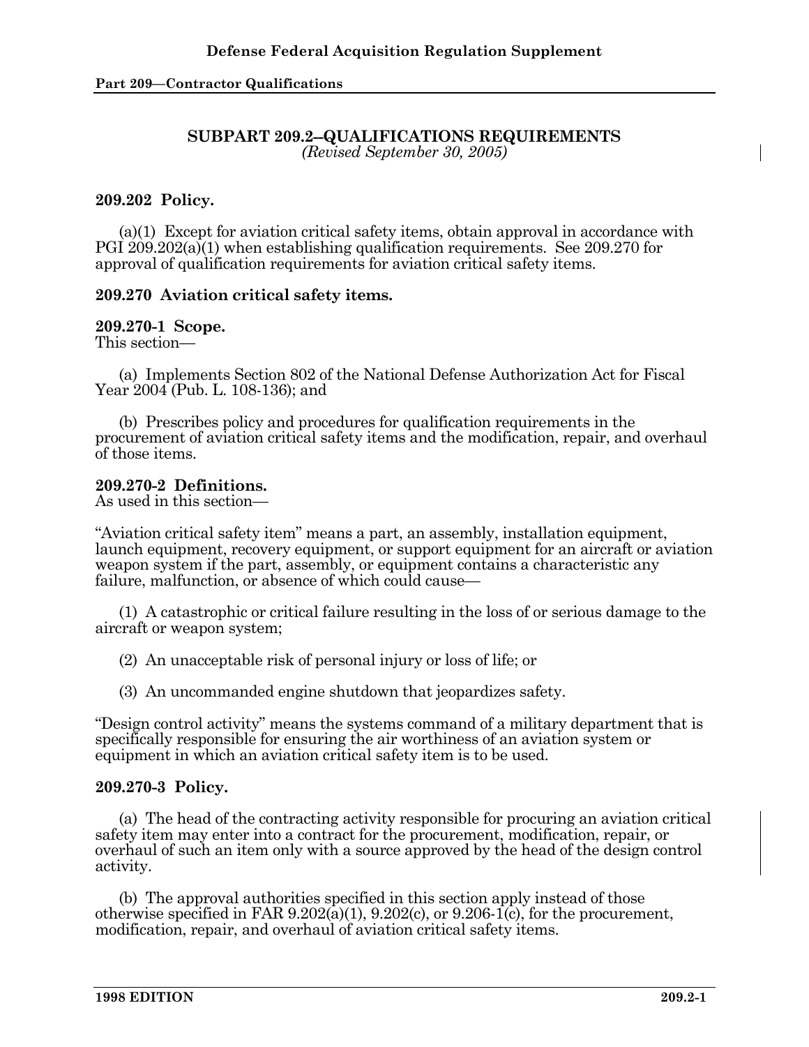# SUBPART 209.2--QUALIFICATIONS REQUIREMENTS

*(Revised September 30, 2005)*

## 209.202 Policy.

(a)(1) Except for aviation critical safety items, obtain approval in accordance with PGI 209.202(a)(1) when establishing qualification requirements. See 209.270 for approval of qualification requirements for aviation critical safety items.

## 209.270 Aviation critical safety items.

### 209.270-1 Scope.

This section—

(a) Implements Section 802 of the National Defense Authorization Act for Fiscal Year 2004 (Pub. L. 108-136); and

(b) Prescribes policy and procedures for qualification requirements in the procurement of aviation critical safety items and the modification, repair, and overhaul of those items.

### 209.270-2 Definitions.

As used in this section—

"Aviation critical safety item" means a part, an assembly, installation equipment, launch equipment, recovery equipment, or support equipment for an aircraft or aviation weapon system if the part, assembly, or equipment contains a characteristic any failure, malfunction, or absence of which could cause—

(1) A catastrophic or critical failure resulting in the loss of or serious damage to the aircraft or weapon system;

(2) An unacceptable risk of personal injury or loss of life; or

(3) An uncommanded engine shutdown that jeopardizes safety.

"Design control activity" means the systems command of a military department that is specifically responsible for ensuring the air worthiness of an aviation system or equipment in which an aviation critical safety item is to be used.

### 209.270-3 Policy.

(a) The head of the contracting activity responsible for procuring an aviation critical safety item may enter into a contract for the procurement, modification, repair, or overhaul of such an item only with a source approved by the head of the design control activity.

(b) The approval authorities specified in this section apply instead of those otherwise specified in FAR 9.202(a)(1), 9.202(c), or 9.206-1(c), for the procurement, modification, repair, and overhaul of aviation critical safety items.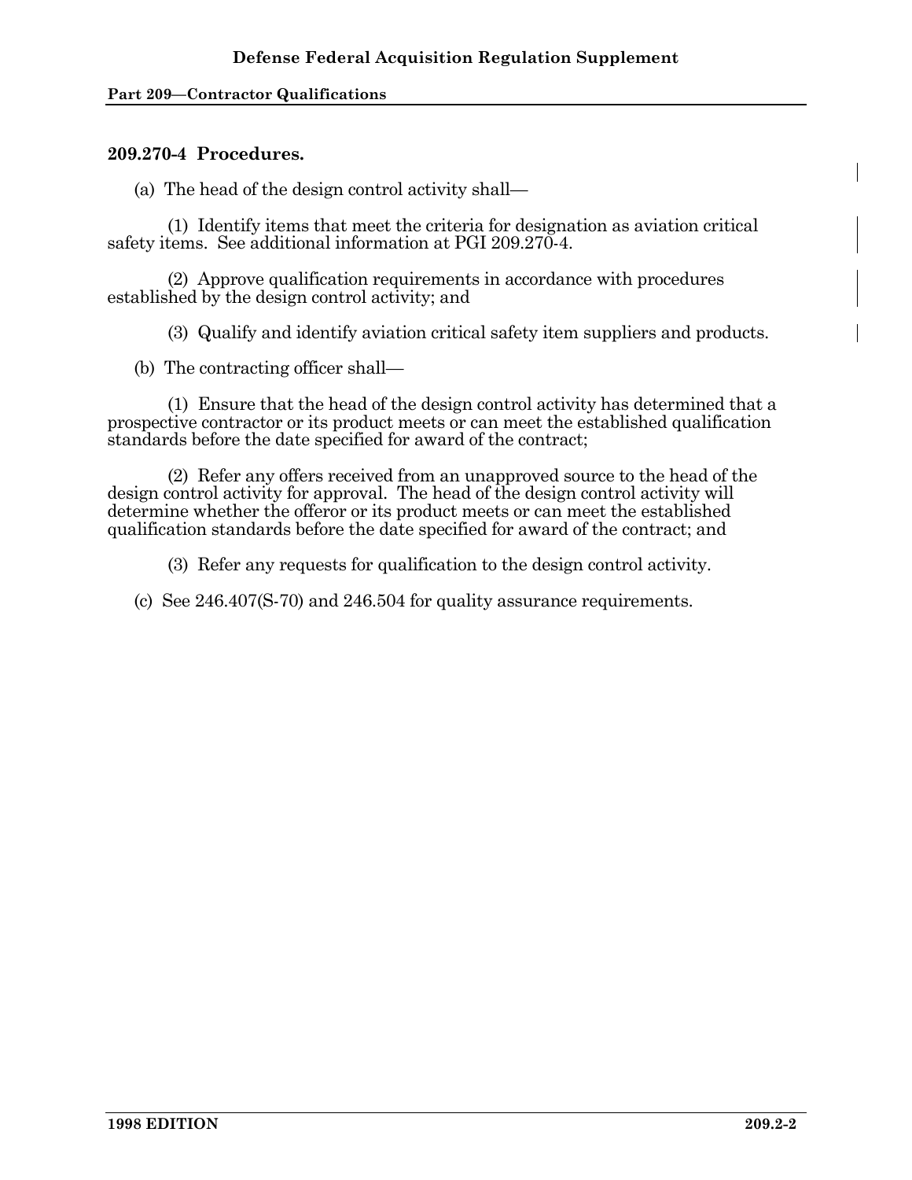### 209.270-4 Procedures.

(a) The head of the design control activity shall—

(1) Identify items that meet the criteria for designation as aviation critical safety items. See additional information at PGI 209.270-4.

(2) Approve qualification requirements in accordance with procedures established by the design control activity; and

(3) Qualify and identify aviation critical safety item suppliers and products.

(b) The contracting officer shall—

(1) Ensure that the head of the design control activity has determined that a prospective contractor or its product meets or can meet the established qualification standards before the date specified for award of the contract;

(2) Refer any offers received from an unapproved source to the head of the design control activity for approval. The head of the design control activity will determine whether the offeror or its product meets or can meet the established qualification standards before the date specified for award of the contract; and

(3) Refer any requests for qualification to the design control activity.

(c) See 246.407(S-70) and 246.504 for quality assurance requirements.